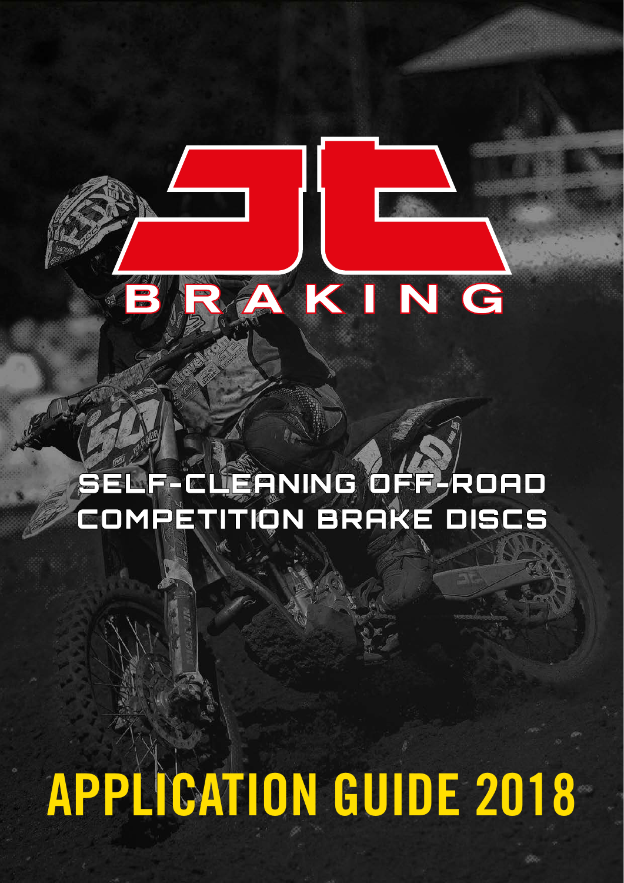# JT BRAKING

## SELF-CLEANING OFF-ROAD COMPETITION BRAKE DISCS

# APPLICATION GUIDE 2018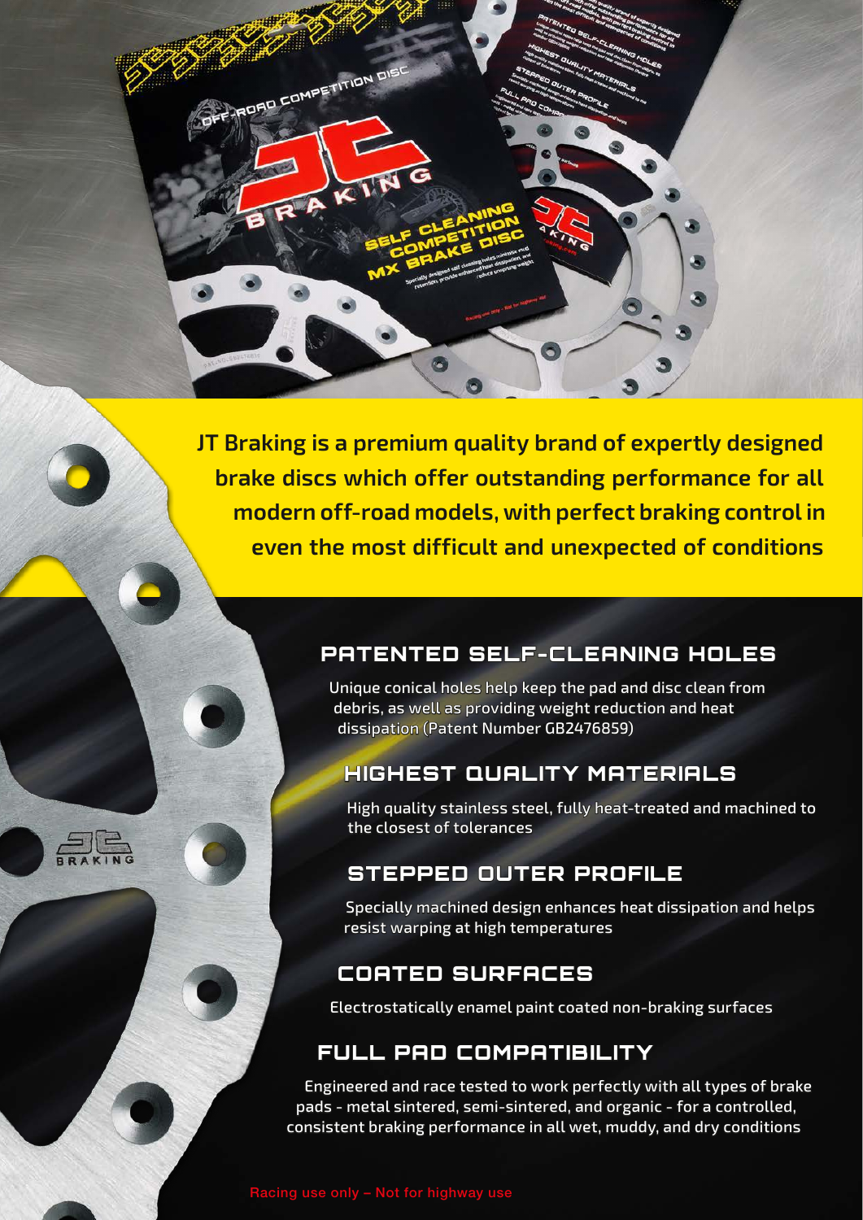**JT Braking is a premium quality brand of expertly designed brake discs which offer outstanding performance for all modern off-road models, with perfect braking control in even the most difficult and unexpected of conditions**

## PATENTED SELF-CLEANING HOLES

Unique conical holes help keep the pad and disc clean from debris, as well as providing weight reduction and heat dissipation (Patent Number GB2476859)

## HIGHEST QUALITY MATERIALS

High quality stainless steel, fully heat-treated and machined to the closest of tolerances

## STEPPED OUTER PROFILE

Specially machined design enhances heat dissipation and helps resist warping at high temperatures

## COATED SURFACES

Electrostatically enamel paint coated non-braking surfaces

## FULL PAD COMPATIBILITY

Engineered and race tested to work perfectly with all types of brake pads - metal sintered, semi-sintered, and organic - for a controlled, consistent braking performance in all wet, muddy, and dry conditions

Racing use only – Not for highway use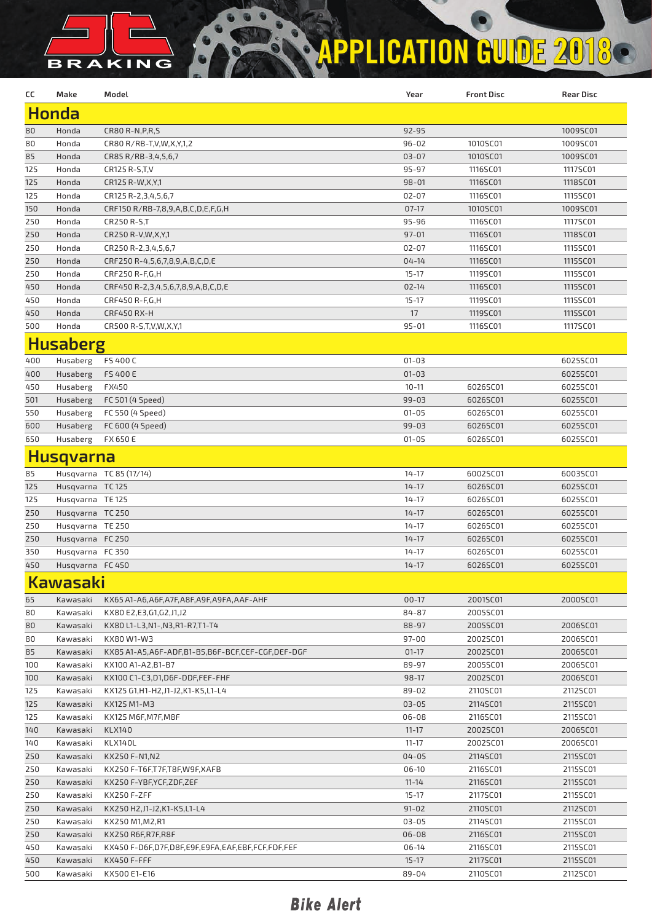# APPLICATION GUIDE 2018

JT BRAKING

| CC | Make | Model | Year | Front Disc | Rear Disc |
|---|---|---|---|---|---|
| **Honda** | | | | | |
| 80 | Honda | CR80 R-N,P,R,S | 92-95 | | 1009SC01 |
| 80 | Honda | CR80 R/RB-T,V,W,X,Y,1,2 | 96-02 | 1010SC01 | 1009SC01 |
| 85 | Honda | CR85 R/RB-3,4,5,6,7 | 03-07 | 1010SC01 | 1009SC01 |
| 125 | Honda | CR125 R-S,T,V | 95-97 | 1116SC01 | 1117SC01 |
| 125 | Honda | CR125 R-W,X,Y,1 | 98-01 | 1116SC01 | 1118SC01 |
| 125 | Honda | CR125 R-2,3,4,5,6,7 | 02-07 | 1116SC01 | 1115SC01 |
| 150 | Honda | CRF150 R/RB-7,8,9,A,B,C,D,E,F,G,H | 07-17 | 1010SC01 | 1009SC01 |
| 250 | Honda | CR250 R-S,T | 95-96 | 1116SC01 | 1117SC01 |
| 250 | Honda | CR250 R-V,W,X,Y,1 | 97-01 | 1116SC01 | 1118SC01 |
| 250 | Honda | CR250 R-2,3,4,5,6,7 | 02-07 | 1116SC01 | 1115SC01 |
| 250 | Honda | CRF250 R-4,5,6,7,8,9,A,B,C,D,E | 04-14 | 1116SC01 | 1115SC01 |
| 250 | Honda | CRF250 R-F,G,H | 15-17 | 1119SC01 | 1115SC01 |
| 450 | Honda | CRF450 R-2,3,4,5,6,7,8,9,A,B,C,D,E | 02-14 | 1116SC01 | 1115SC01 |
| 450 | Honda | CRF450 R-F,G,H | 15-17 | 1119SC01 | 1115SC01 |
| 450 | Honda | CRF450 RX-H | 17 | 1119SC01 | 1115SC01 |
| 500 | Honda | CR500 R-S,T,V,W,X,Y,1 | 95-01 | 1116SC01 | 1117SC01 |
| **Husaberg** | | | | | |
| 400 | Husaberg | FS 400 C | 01-03 | | 6025SC01 |
| 400 | Husaberg | FS 400 E | 01-03 | | 6025SC01 |
| 450 | Husaberg | FX450 | 10-11 | 6026SC01 | 6025SC01 |
| 501 | Husaberg | FC 501 (4 Speed) | 99-03 | 6026SC01 | 6025SC01 |
| 550 | Husaberg | FC 550 (4 Speed) | 01-05 | 6026SC01 | 6025SC01 |
| 600 | Husaberg | FC 600 (4 Speed) | 99-03 | 6026SC01 | 6025SC01 |
| 650 | Husaberg | FX 650 E | 01-05 | 6026SC01 | 6025SC01 |
| **Husqvarna** | | | | | |
| 85 | Husqvarna | TC 85 (17/14) | 14-17 | 6002SC01 | 6003SC01 |
| 125 | Husqvarna | TC 125 | 14-17 | 6026SC01 | 6025SC01 |
| 125 | Husqvarna | TE 125 | 14-17 | 6026SC01 | 6025SC01 |
| 250 | Husqvarna | TC 250 | 14-17 | 6026SC01 | 6025SC01 |
| 250 | Husqvarna | TE 250 | 14-17 | 6026SC01 | 6025SC01 |
| 250 | Husqvarna | FC 250 | 14-17 | 6026SC01 | 6025SC01 |
| 350 | Husqvarna | FC 350 | 14-17 | 6026SC01 | 6025SC01 |
| 450 | Husqvarna | FC 450 | 14-17 | 6026SC01 | 6025SC01 |
| **Kawasaki** | | | | | |
| 65 | Kawasaki | KX65 A1-A6,A6F,A7F,A8F,A9F,A9FA,AAF-AHF | 00-17 | 2001SC01 | 2000SC01 |
| 80 | Kawasaki | KX80 E2,E3,G1,G2,J1,J2 | 84-87 | 2005SC01 | |
| 80 | Kawasaki | KX80 L1-L3,N1-,N3,R1-R7,T1-T4 | 88-97 | 2005SC01 | 2006SC01 |
| 80 | Kawasaki | KX80 W1-W3 | 97-00 | 2002SC01 | 2006SC01 |
| 85 | Kawasaki | KX85 A1-A5,A6F-ADF,B1-B5,B6F-BCF,CEF-CGF,DEF-DGF | 01-17 | 2002SC01 | 2006SC01 |
| 100 | Kawasaki | KX100 A1-A2,B1-B7 | 89-97 | 2005SC01 | 2006SC01 |
| 100 | Kawasaki | KX100 C1-C3,D1,D6F-DDF,FEF-FHF | 98-17 | 2002SC01 | 2006SC01 |
| 125 | Kawasaki | KX125 G1,H1-H2,J1-J2,K1-K5,L1-L4 | 89-02 | 2110SC01 | 2112SC01 |
| 125 | Kawasaki | KX125 M1-M3 | 03-05 | 2114SC01 | 2115SC01 |
| 125 | Kawasaki | KX125 M6F,M7F,M8F | 06-08 | 2116SC01 | 2115SC01 |
| 140 | Kawasaki | KLX140 | 11-17 | 2002SC01 | 2006SC01 |
| 140 | Kawasaki | KLX140L | 11-17 | 2002SC01 | 2006SC01 |
| 250 | Kawasaki | KX250 F-N1,N2 | 04-05 | 2114SC01 | 2115SC01 |
| 250 | Kawasaki | KX250 F-T6F,T7F,T8F,W9F,XAFB | 06-10 | 2116SC01 | 2115SC01 |
| 250 | Kawasaki | KX250 F-YBF,YCF,ZDF,ZEF | 11-14 | 2116SC01 | 2115SC01 |
| 250 | Kawasaki | KX250 F-ZFF | 15-17 | 2117SC01 | 2115SC01 |
| 250 | Kawasaki | KX250 H2,J1-J2,K1-K5,L1-L4 | 91-02 | 2110SC01 | 2112SC01 |
| 250 | Kawasaki | KX250 M1,M2,R1 | 03-05 | 2114SC01 | 2115SC01 |
| 250 | Kawasaki | KX250 R6F,R7F,R8F | 06-08 | 2116SC01 | 2115SC01 |
| 450 | Kawasaki | KX450 F-D6F,D7F,D8F,E9F,E9FA,EAF,EBF,FCF,FDF,FEF | 06-14 | 2116SC01 | 2115SC01 |
| 450 | Kawasaki | KX450 F-FFF | 15-17 | 2117SC01 | 2115SC01 |
| 500 | Kawasaki | KX500 E1-E16 | 89-04 | 2110SC01 | 2112SC01 |

**Bike Alert**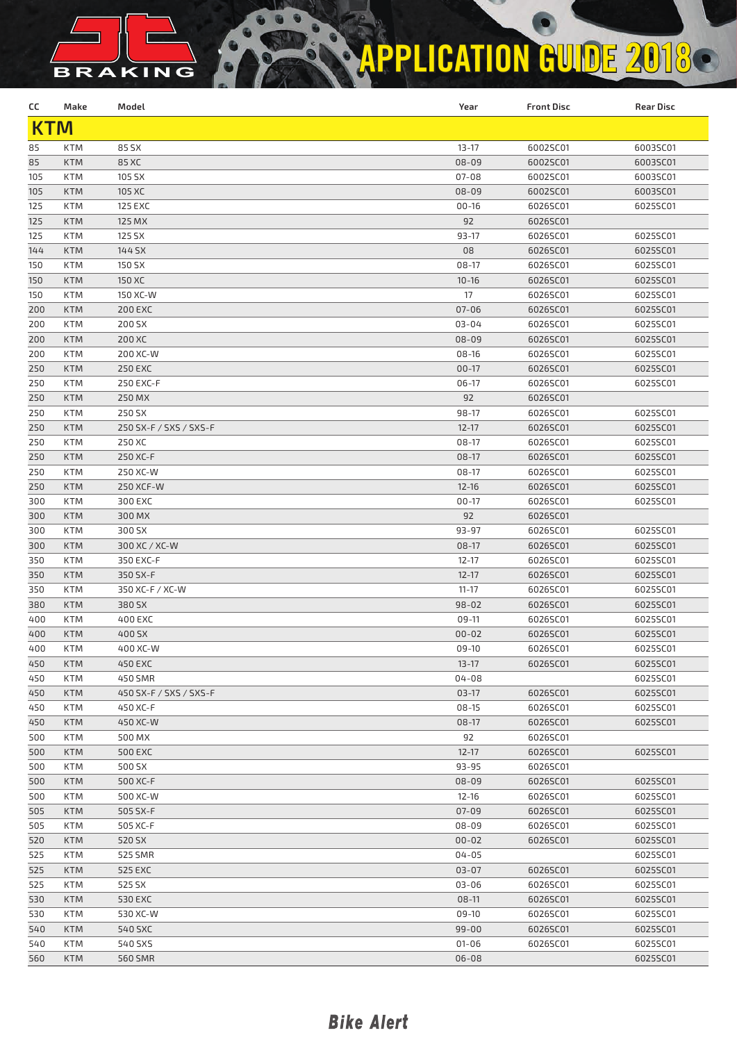# APPLICATION GUIDE 2018

| CC | Make | Model | Year | Front Disc | Rear Disc |
|---|---|---|---|---|---|
| **KTM** | | | | | |
| 85 | KTM | 85 SX | 13-17 | 6002SC01 | 6003SC01 |
| 85 | KTM | 85 XC | 08-09 | 6002SC01 | 6003SC01 |
| 105 | KTM | 105 SX | 07-08 | 6002SC01 | 6003SC01 |
| 105 | KTM | 105 XC | 08-09 | 6002SC01 | 6003SC01 |
| 125 | KTM | 125 EXC | 00-16 | 6026SC01 | 6025SC01 |
| 125 | KTM | 125 MX | 92 | 6026SC01 | |
| 125 | KTM | 125 SX | 93-17 | 6026SC01 | 6025SC01 |
| 144 | KTM | 144 SX | 08 | 6026SC01 | 6025SC01 |
| 150 | KTM | 150 SX | 08-17 | 6026SC01 | 6025SC01 |
| 150 | KTM | 150 XC | 10-16 | 6026SC01 | 6025SC01 |
| 150 | KTM | 150 XC-W | 17 | 6026SC01 | 6025SC01 |
| 200 | KTM | 200 EXC | 07-06 | 6026SC01 | 6025SC01 |
| 200 | KTM | 200 SX | 03-04 | 6026SC01 | 6025SC01 |
| 200 | KTM | 200 XC | 08-09 | 6026SC01 | 6025SC01 |
| 200 | KTM | 200 XC-W | 08-16 | 6026SC01 | 6025SC01 |
| 250 | KTM | 250 EXC | 00-17 | 6026SC01 | 6025SC01 |
| 250 | KTM | 250 EXC-F | 06-17 | 6026SC01 | 6025SC01 |
| 250 | KTM | 250 MX | 92 | 6026SC01 | |
| 250 | KTM | 250 SX | 98-17 | 6026SC01 | 6025SC01 |
| 250 | KTM | 250 SX-F / SXS / SXS-F | 12-17 | 6026SC01 | 6025SC01 |
| 250 | KTM | 250 XC | 08-17 | 6026SC01 | 6025SC01 |
| 250 | KTM | 250 XC-F | 08-17 | 6026SC01 | 6025SC01 |
| 250 | KTM | 250 XC-W | 08-17 | 6026SC01 | 6025SC01 |
| 250 | KTM | 250 XCF-W | 12-16 | 6026SC01 | 6025SC01 |
| 300 | KTM | 300 EXC | 00-17 | 6026SC01 | 6025SC01 |
| 300 | KTM | 300 MX | 92 | 6026SC01 | |
| 300 | KTM | 300 SX | 93-97 | 6026SC01 | 6025SC01 |
| 300 | KTM | 300 XC / XC-W | 08-17 | 6026SC01 | 6025SC01 |
| 350 | KTM | 350 EXC-F | 12-17 | 6026SC01 | 6025SC01 |
| 350 | KTM | 350 SX-F | 12-17 | 6026SC01 | 6025SC01 |
| 350 | KTM | 350 XC-F / XC-W | 11-17 | 6026SC01 | 6025SC01 |
| 380 | KTM | 380 SX | 98-02 | 6026SC01 | 6025SC01 |
| 400 | KTM | 400 EXC | 09-11 | 6026SC01 | 6025SC01 |
| 400 | KTM | 400 SX | 00-02 | 6026SC01 | 6025SC01 |
| 400 | KTM | 400 XC-W | 09-10 | 6026SC01 | 6025SC01 |
| 450 | KTM | 450 EXC | 13-17 | 6026SC01 | 6025SC01 |
| 450 | KTM | 450 SMR | 04-08 | | 6025SC01 |
| 450 | KTM | 450 SX-F / SXS / SXS-F | 03-17 | 6026SC01 | 6025SC01 |
| 450 | KTM | 450 XC-F | 08-15 | 6026SC01 | 6025SC01 |
| 450 | KTM | 450 XC-W | 08-17 | 6026SC01 | 6025SC01 |
| 500 | KTM | 500 MX | 92 | 6026SC01 | |
| 500 | KTM | 500 EXC | 12-17 | 6026SC01 | 6025SC01 |
| 500 | KTM | 500 SX | 93-95 | 6026SC01 | |
| 500 | KTM | 500 XC-F | 08-09 | 6026SC01 | 6025SC01 |
| 500 | KTM | 500 XC-W | 12-16 | 6026SC01 | 6025SC01 |
| 505 | KTM | 505 SX-F | 07-09 | 6026SC01 | 6025SC01 |
| 505 | KTM | 505 XC-F | 08-09 | 6026SC01 | 6025SC01 |
| 520 | KTM | 520 SX | 00-02 | 6026SC01 | 6025SC01 |
| 525 | KTM | 525 SMR | 04-05 | | 6025SC01 |
| 525 | KTM | 525 EXC | 03-07 | 6026SC01 | 6025SC01 |
| 525 | KTM | 525 SX | 03-06 | 6026SC01 | 6025SC01 |
| 530 | KTM | 530 EXC | 08-11 | 6026SC01 | 6025SC01 |
| 530 | KTM | 530 XC-W | 09-10 | 6026SC01 | 6025SC01 |
| 540 | KTM | 540 SXC | 99-00 | 6026SC01 | 6025SC01 |
| 540 | KTM | 540 SXS | 01-06 | 6026SC01 | 6025SC01 |
| 560 | KTM | 560 SMR | 06-08 | | 6025SC01 |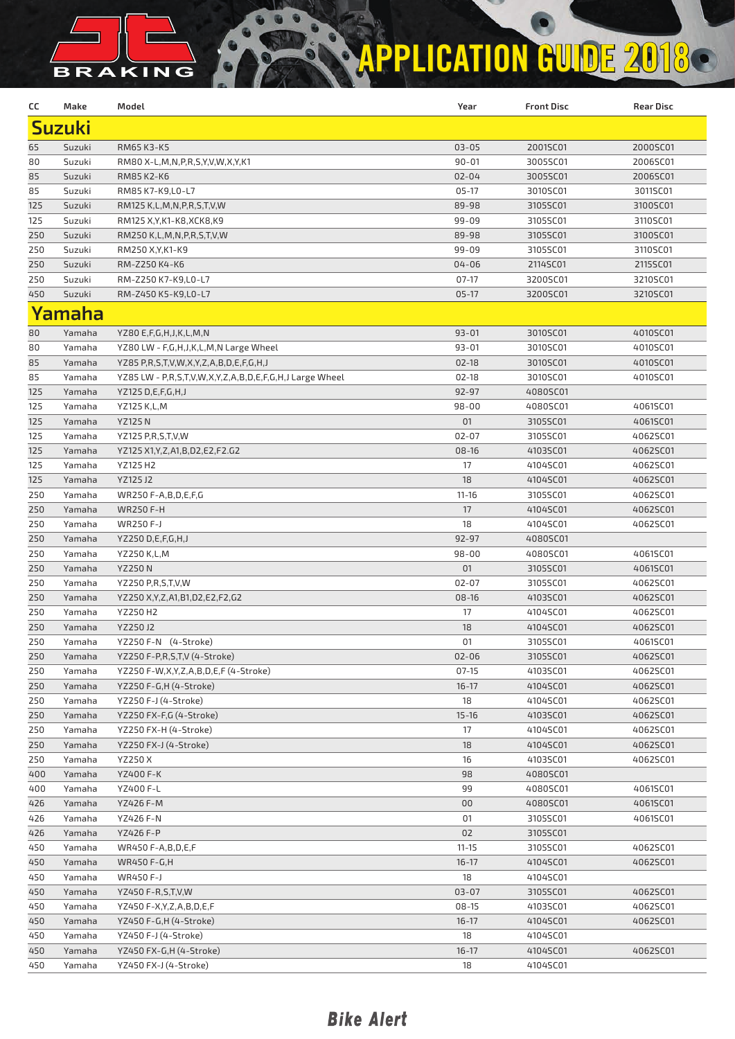# JT BRAKING APPLICATION GUIDE 2018

| CC | Make | Model | Year | Front Disc | Rear Disc |
|---|---|---|---|---|---|
| **Suzuki** | | | | | |
| 65 | Suzuki | RM65 K3-K5 | 03-05 | 2001SC01 | 2000SC01 |
| 80 | Suzuki | RM80 X-L,M,N,P,R,S,Y,V,W,X,Y,K1 | 90-01 | 3005SC01 | 2006SC01 |
| 85 | Suzuki | RM85 K2-K6 | 02-04 | 3005SC01 | 2006SC01 |
| 85 | Suzuki | RM85 K7-K9,L0-L7 | 05-17 | 3010SC01 | 3011SC01 |
| 125 | Suzuki | RM125 K,L,M,N,P,R,S,T,V,W | 89-98 | 3105SC01 | 3100SC01 |
| 125 | Suzuki | RM125 X,Y,K1-K8,XCK8,K9 | 99-09 | 3105SC01 | 3110SC01 |
| 250 | Suzuki | RM250 K,L,M,N,P,R,S,T,V,W | 89-98 | 3105SC01 | 3100SC01 |
| 250 | Suzuki | RM250 X,Y,K1-K9 | 99-09 | 3105SC01 | 3110SC01 |
| 250 | Suzuki | RM-Z250 K4-K6 | 04-06 | 2114SC01 | 2115SC01 |
| 250 | Suzuki | RM-Z250 K7-K9,L0-L7 | 07-17 | 3200SC01 | 3210SC01 |
| 450 | Suzuki | RM-Z450 K5-K9,L0-L7 | 05-17 | 3200SC01 | 3210SC01 |
| **Yamaha** | | | | | |
| 80 | Yamaha | YZ80 E,F,G,H,J,K,L,M,N | 93-01 | 3010SC01 | 4010SC01 |
| 80 | Yamaha | YZ80 LW - F,G,H,J,K,L,M,N Large Wheel | 93-01 | 3010SC01 | 4010SC01 |
| 85 | Yamaha | YZ85 P,R,S,T,V,W,X,Y,Z,A,B,D,E,F,G,H,J | 02-18 | 3010SC01 | 4010SC01 |
| 85 | Yamaha | YZ85 LW - P,R,S,T,V,W,X,Y,Z,A,B,D,E,F,G,H,J Large Wheel | 02-18 | 3010SC01 | 4010SC01 |
| 125 | Yamaha | YZ125 D,E,F,G,H,J | 92-97 | 4080SC01 | |
| 125 | Yamaha | YZ125 K,L,M | 98-00 | 4080SC01 | 4061SC01 |
| 125 | Yamaha | YZ125 N | 01 | 3105SC01 | 4061SC01 |
| 125 | Yamaha | YZ125 P,R,S,T,V,W | 02-07 | 3105SC01 | 4062SC01 |
| 125 | Yamaha | YZ125 X1,Y,Z,A1,B,D2,E2,F2.G2 | 08-16 | 4103SC01 | 4062SC01 |
| 125 | Yamaha | YZ125 H2 | 17 | 4104SC01 | 4062SC01 |
| 125 | Yamaha | YZ125 J2 | 18 | 4104SC01 | 4062SC01 |
| 250 | Yamaha | WR250 F-A,B,D,E,F,G | 11-16 | 3105SC01 | 4062SC01 |
| 250 | Yamaha | WR250 F-H | 17 | 4104SC01 | 4062SC01 |
| 250 | Yamaha | WR250 F-J | 18 | 4104SC01 | 4062SC01 |
| 250 | Yamaha | YZ250 D,E,F,G,H,J | 92-97 | 4080SC01 | |
| 250 | Yamaha | YZ250 K,L,M | 98-00 | 4080SC01 | 4061SC01 |
| 250 | Yamaha | YZ250 N | 01 | 3105SC01 | 4061SC01 |
| 250 | Yamaha | YZ250 P,R,S,T,V,W | 02-07 | 3105SC01 | 4062SC01 |
| 250 | Yamaha | YZ250 X,Y,Z,A1,B1,D2,E2,F2,G2 | 08-16 | 4103SC01 | 4062SC01 |
| 250 | Yamaha | YZ250 H2 | 17 | 4104SC01 | 4062SC01 |
| 250 | Yamaha | YZ250 J2 | 18 | 4104SC01 | 4062SC01 |
| 250 | Yamaha | YZ250 F-N (4-Stroke) | 01 | 3105SC01 | 4061SC01 |
| 250 | Yamaha | YZ250 F-P,R,S,T,V (4-Stroke) | 02-06 | 3105SC01 | 4062SC01 |
| 250 | Yamaha | YZ250 F-W,X,Y,Z,A,B,D,E,F (4-Stroke) | 07-15 | 4103SC01 | 4062SC01 |
| 250 | Yamaha | YZ250 F-G,H (4-Stroke) | 16-17 | 4104SC01 | 4062SC01 |
| 250 | Yamaha | YZ250 F-J (4-Stroke) | 18 | 4104SC01 | 4062SC01 |
| 250 | Yamaha | YZ250 FX-F,G (4-Stroke) | 15-16 | 4103SC01 | 4062SC01 |
| 250 | Yamaha | YZ250 FX-H (4-Stroke) | 17 | 4104SC01 | 4062SC01 |
| 250 | Yamaha | YZ250 FX-J (4-Stroke) | 18 | 4104SC01 | 4062SC01 |
| 250 | Yamaha | YZ250 X | 16 | 4103SC01 | 4062SC01 |
| 400 | Yamaha | YZ400 F-K | 98 | 4080SC01 | |
| 400 | Yamaha | YZ400 F-L | 99 | 4080SC01 | 4061SC01 |
| 426 | Yamaha | YZ426 F-M | 00 | 4080SC01 | 4061SC01 |
| 426 | Yamaha | YZ426 F-N | 01 | 3105SC01 | 4061SC01 |
| 426 | Yamaha | YZ426 F-P | 02 | 3105SC01 | |
| 450 | Yamaha | WR450 F-A,B,D,E,F | 11-15 | 3105SC01 | 4062SC01 |
| 450 | Yamaha | WR450 F-G,H | 16-17 | 4104SC01 | 4062SC01 |
| 450 | Yamaha | WR450 F-J | 18 | 4104SC01 | |
| 450 | Yamaha | YZ450 F-R,S,T,V,W | 03-07 | 3105SC01 | 4062SC01 |
| 450 | Yamaha | YZ450 F-X,Y,Z,A,B,D,E,F | 08-15 | 4103SC01 | 4062SC01 |
| 450 | Yamaha | YZ450 F-G,H (4-Stroke) | 16-17 | 4104SC01 | 4062SC01 |
| 450 | Yamaha | YZ450 F-J (4-Stroke) | 18 | 4104SC01 | |
| 450 | Yamaha | YZ450 FX-G,H (4-Stroke) | 16-17 | 4104SC01 | 4062SC01 |
| 450 | Yamaha | YZ450 FX-J (4-Stroke) | 18 | 4104SC01 | |

*Bike Alert*